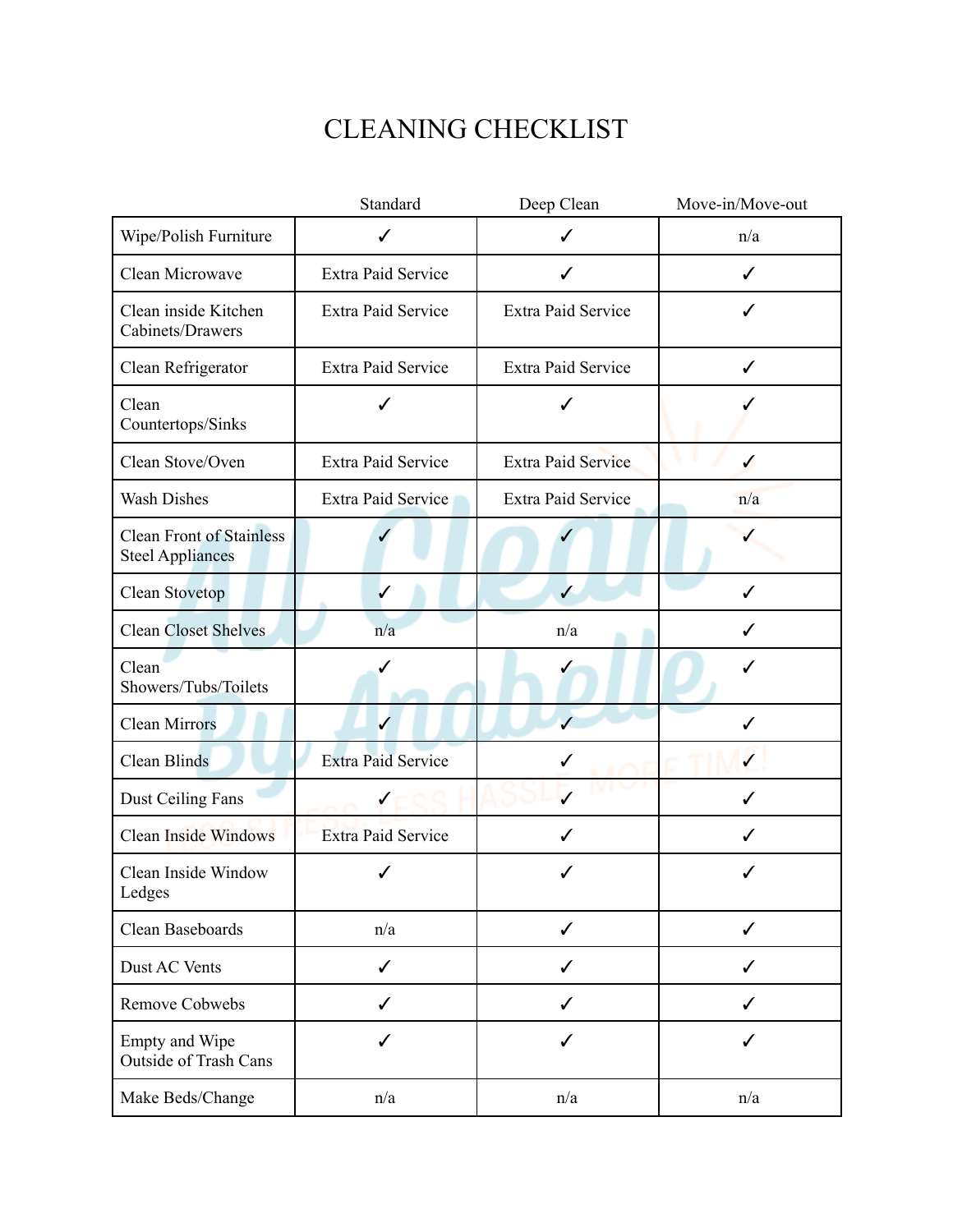# CLEANING CHECKLIST

| | Standard | Deep Clean | Move-in/Move-out |
|---|---|---|---|
| Wipe/Polish Furniture | ✓ | ✓ | n/a |
| Clean Microwave | Extra Paid Service | ✓ | ✓ |
| Clean inside Kitchen Cabinets/Drawers | Extra Paid Service | Extra Paid Service | ✓ |
| Clean Refrigerator | Extra Paid Service | Extra Paid Service | ✓ |
| Clean Countertops/Sinks | ✓ | ✓ | ✓ |
| Clean Stove/Oven | Extra Paid Service | Extra Paid Service | ✓ |
| Wash Dishes | Extra Paid Service | Extra Paid Service | n/a |
| Clean Front of Stainless Steel Appliances | ✓ | ✓ | ✓ |
| Clean Stovetop | ✓ | ✓ | ✓ |
| Clean Closet Shelves | n/a | n/a | ✓ |
| Clean Showers/Tubs/Toilets | ✓ | ✓ | ✓ |
| Clean Mirrors | ✓ | ✓ | ✓ |
| Clean Blinds | Extra Paid Service | ✓ | ✓ |
| Dust Ceiling Fans | ✓ | ✓ | ✓ |
| Clean Inside Windows | Extra Paid Service | ✓ | ✓ |
| Clean Inside Window Ledges | ✓ | ✓ | ✓ |
| Clean Baseboards | n/a | ✓ | ✓ |
| Dust AC Vents | ✓ | ✓ | ✓ |
| Remove Cobwebs | ✓ | ✓ | ✓ |
| Empty and Wipe Outside of Trash Cans | ✓ | ✓ | ✓ |
| Make Beds/Change | n/a | n/a | n/a |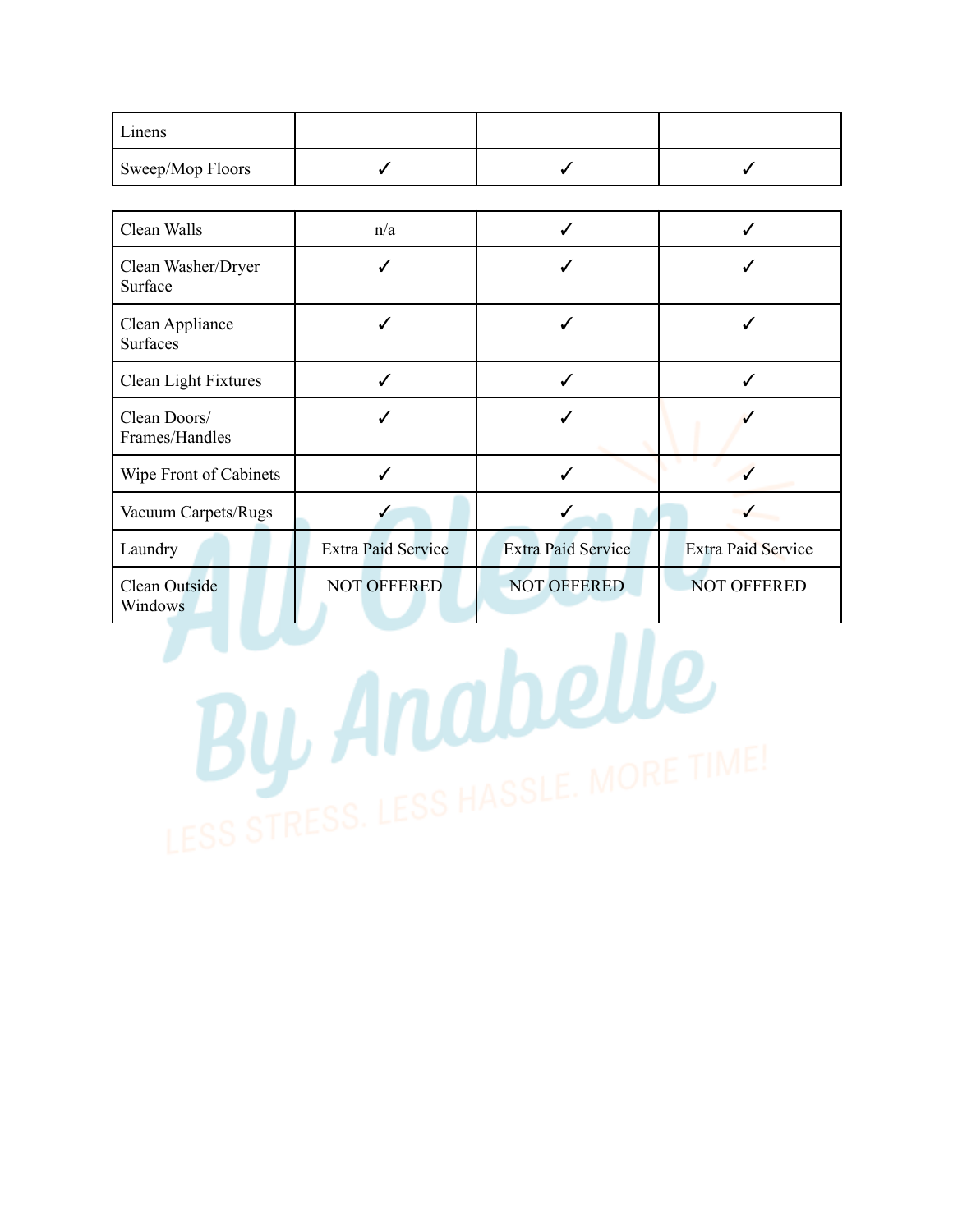| | | | |
|---|---|---|---|
| Linens | | | |
| Sweep/Mop Floors | ✓ | ✓ | ✓ |
| Clean Walls | n/a | ✓ | ✓ |
| Clean Washer/Dryer Surface | ✓ | ✓ | ✓ |
| Clean Appliance Surfaces | ✓ | ✓ | ✓ |
| Clean Light Fixtures | ✓ | ✓ | ✓ |
| Clean Doors/ Frames/Handles | ✓ | ✓ | ✓ |
| Wipe Front of Cabinets | ✓ | ✓ | ✓ |
| Vacuum Carpets/Rugs | ✓ | ✓ | ✓ |
| Laundry | Extra Paid Service | Extra Paid Service | Extra Paid Service |
| Clean Outside Windows | NOT OFFERED | NOT OFFERED | NOT OFFERED |